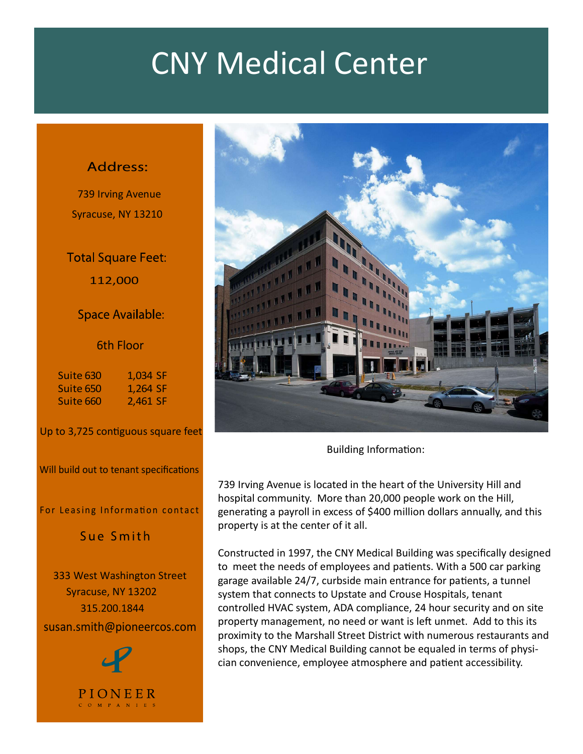# CNY Medical Center

**Address:**

739 Irving Avenue
Syracuse, NY 13210

**Total Square Feet:**

112,000

**Space Available:**

6th Floor

| Suite | SF |
|---|---|
| Suite 630 | 1,034 SF |
| Suite 650 | 1,264 SF |
| Suite 660 | 2,461 SF |

Up to 3,725 contiguous square feet

Will build out to tenant specifications

For Leasing Information contact

Sue Smith

333 West Washington Street
Syracuse, NY 13202
315.200.1844
susan.smith@pioneercos.com

PIONEER
COMPANIES

Building Information:

739 Irving Avenue is located in the heart of the University Hill and hospital community. More than 20,000 people work on the Hill, generating a payroll in excess of $400 million dollars annually, and this property is at the center of it all.

Constructed in 1997, the CNY Medical Building was specifically designed to meet the needs of employees and patients. With a 500 car parking garage available 24/7, curbside main entrance for patients, a tunnel system that connects to Upstate and Crouse Hospitals, tenant controlled HVAC system, ADA compliance, 24 hour security and on site property management, no need or want is left unmet. Add to this its proximity to the Marshall Street District with numerous restaurants and shops, the CNY Medical Building cannot be equaled in terms of physician convenience, employee atmosphere and patient accessibility.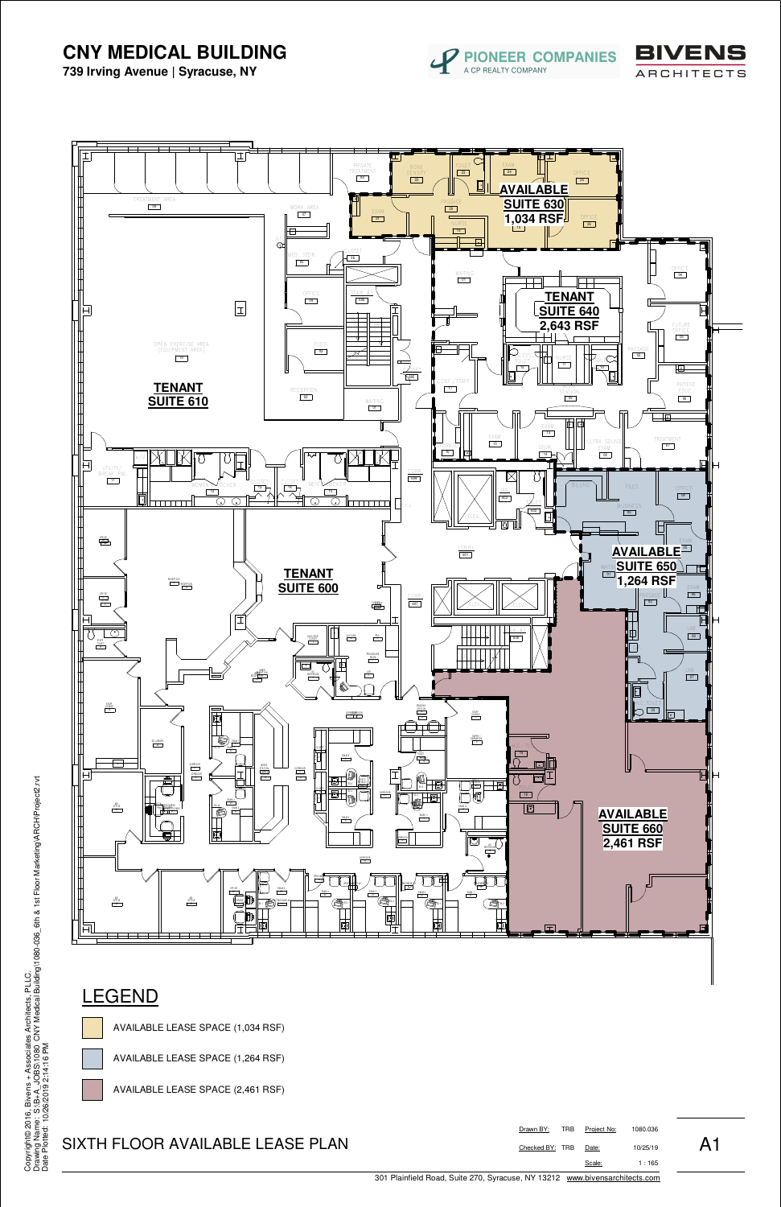# CNY MEDICAL BUILDING

**739 Irving Avenue | Syracuse, NY**

PIONEER COMPANIES
A CP REALTY COMPANY

BIVENS
ARCHITECTS

**AVAILABLE SUITE 630 1,034 RSF**

**TENANT SUITE 640 2,643 RSF**

**TENANT SUITE 610**

**TENANT SUITE 600**

**AVAILABLE SUITE 650 1,264 RSF**

**AVAILABLE SUITE 660 2,461 RSF**

## LEGEND

- AVAILABLE LEASE SPACE (1,034 RSF)
- AVAILABLE LEASE SPACE (1,264 RSF)
- AVAILABLE LEASE SPACE (2,461 RSF)

SIXTH FLOOR AVAILABLE LEASE PLAN

| | | | |
|---|---|---|---|
| Drawn BY: | TRB | Project No: | 1080.036 |
| Checked BY: | TRB | Date: | 10/25/19 |
| | | Scale: | 1 : 165 |

A1

301 Plainfield Road, Suite 270, Syracuse, NY 13212 www.bivensarchitects.com

Copyright© 2016, Bivens + Associates Architects, PLLC.
Drawing Name: S:\B+A_JOBS\1080 CNY Medical Building\1080-036_6th & 1st Floor Marketing\ARCH\Project2.rvt
Date Plotted: 10/28/2019 2:14:16 PM